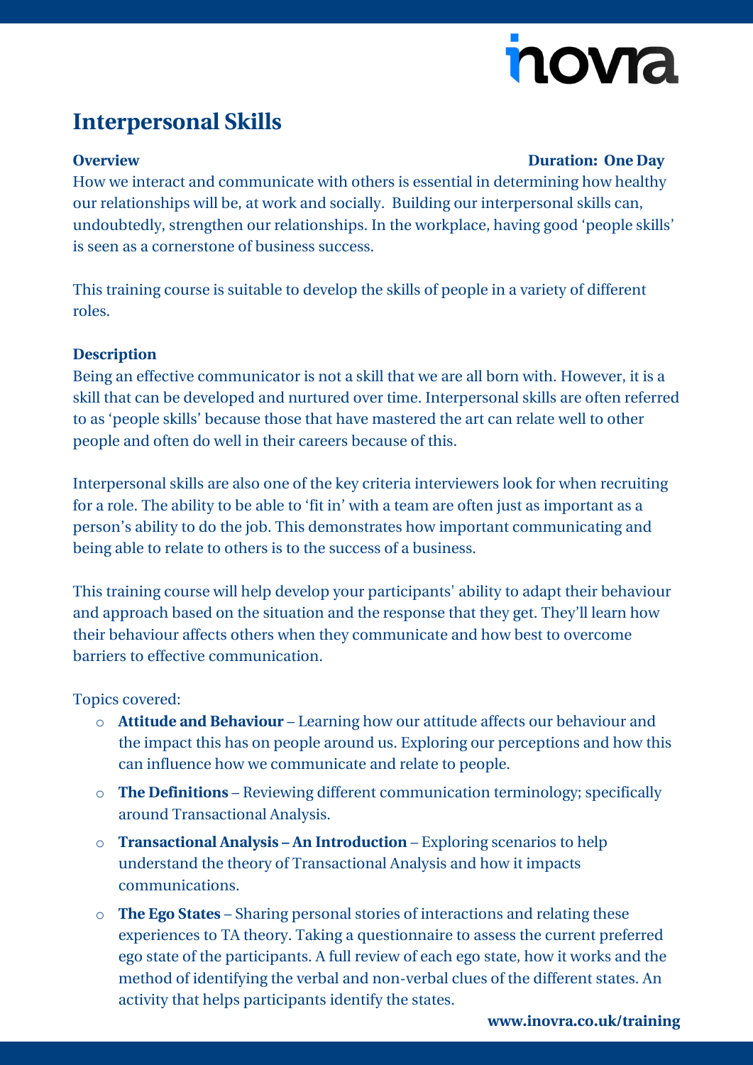# Interpersonal Skills

**Overview** **Duration: One Day**

How we interact and communicate with others is essential in determining how healthy our relationships will be, at work and socially. Building our interpersonal skills can, undoubtedly, strengthen our relationships. In the workplace, having good 'people skills' is seen as a cornerstone of business success.

This training course is suitable to develop the skills of people in a variety of different roles.

**Description**

Being an effective communicator is not a skill that we are all born with. However, it is a skill that can be developed and nurtured over time. Interpersonal skills are often referred to as 'people skills' because those that have mastered the art can relate well to other people and often do well in their careers because of this.

Interpersonal skills are also one of the key criteria interviewers look for when recruiting for a role. The ability to be able to 'fit in' with a team are often just as important as a person's ability to do the job. This demonstrates how important communicating and being able to relate to others is to the success of a business.

This training course will help develop your participants' ability to adapt their behaviour and approach based on the situation and the response that they get. They'll learn how their behaviour affects others when they communicate and how best to overcome barriers to effective communication.

Topics covered:

- **Attitude and Behaviour** – Learning how our attitude affects our behaviour and the impact this has on people around us. Exploring our perceptions and how this can influence how we communicate and relate to people.
- **The Definitions** – Reviewing different communication terminology; specifically around Transactional Analysis.
- **Transactional Analysis – An Introduction** – Exploring scenarios to help understand the theory of Transactional Analysis and how it impacts communications.
- **The Ego States** – Sharing personal stories of interactions and relating these experiences to TA theory. Taking a questionnaire to assess the current preferred ego state of the participants. A full review of each ego state, how it works and the method of identifying the verbal and non-verbal clues of the different states. An activity that helps participants identify the states.

**www.inovra.co.uk/training**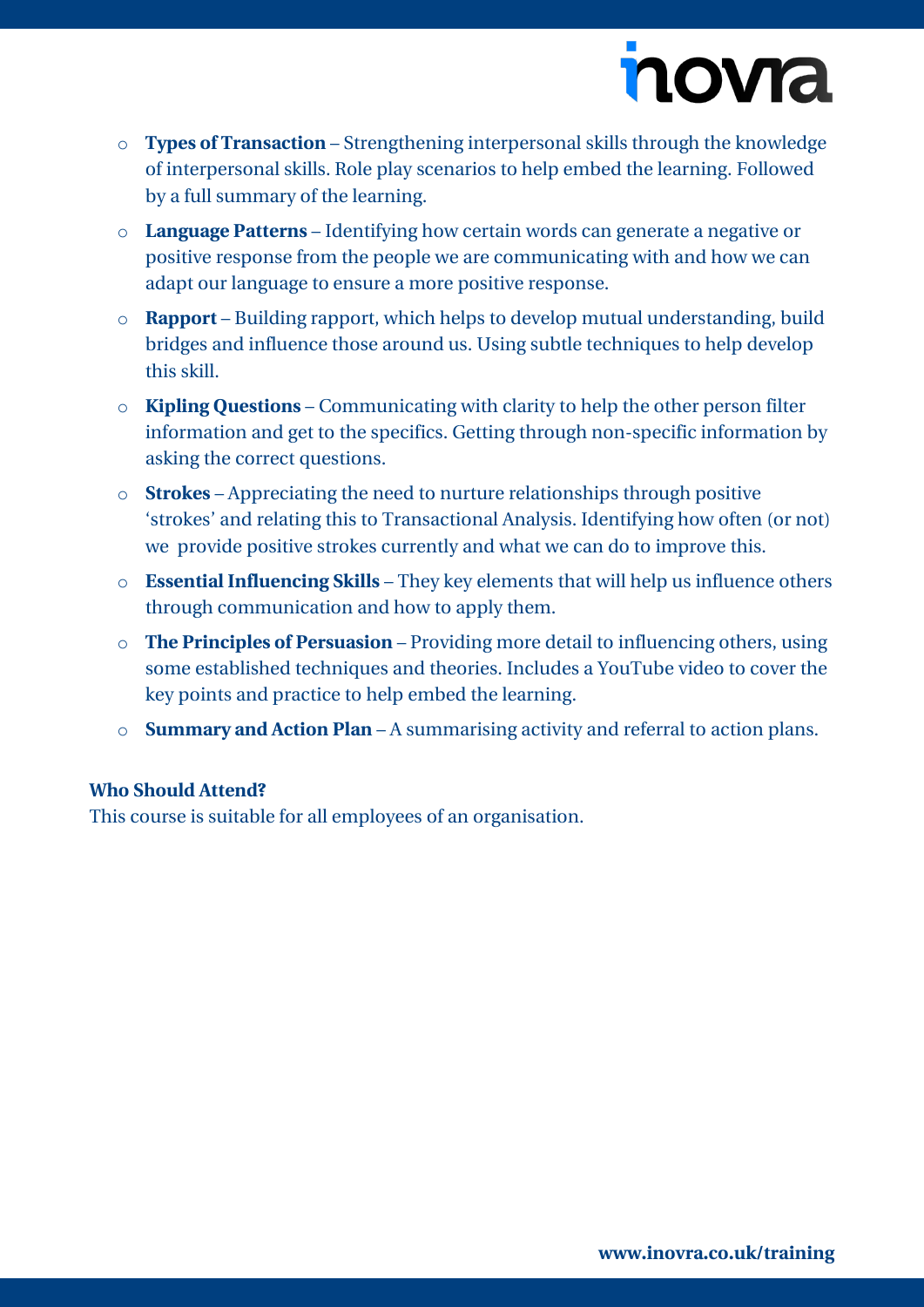- **Types of Transaction** – Strengthening interpersonal skills through the knowledge of interpersonal skills. Role play scenarios to help embed the learning. Followed by a full summary of the learning.
- **Language Patterns** – Identifying how certain words can generate a negative or positive response from the people we are communicating with and how we can adapt our language to ensure a more positive response.
- **Rapport** – Building rapport, which helps to develop mutual understanding, build bridges and influence those around us. Using subtle techniques to help develop this skill.
- **Kipling Questions** – Communicating with clarity to help the other person filter information and get to the specifics. Getting through non-specific information by asking the correct questions.
- **Strokes** – Appreciating the need to nurture relationships through positive 'strokes' and relating this to Transactional Analysis. Identifying how often (or not) we provide positive strokes currently and what we can do to improve this.
- **Essential Influencing Skills** – They key elements that will help us influence others through communication and how to apply them.
- **The Principles of Persuasion** – Providing more detail to influencing others, using some established techniques and theories. Includes a YouTube video to cover the key points and practice to help embed the learning.
- **Summary and Action Plan** – A summarising activity and referral to action plans.

**Who Should Attend?**

This course is suitable for all employees of an organisation.

**www.inovra.co.uk/training**